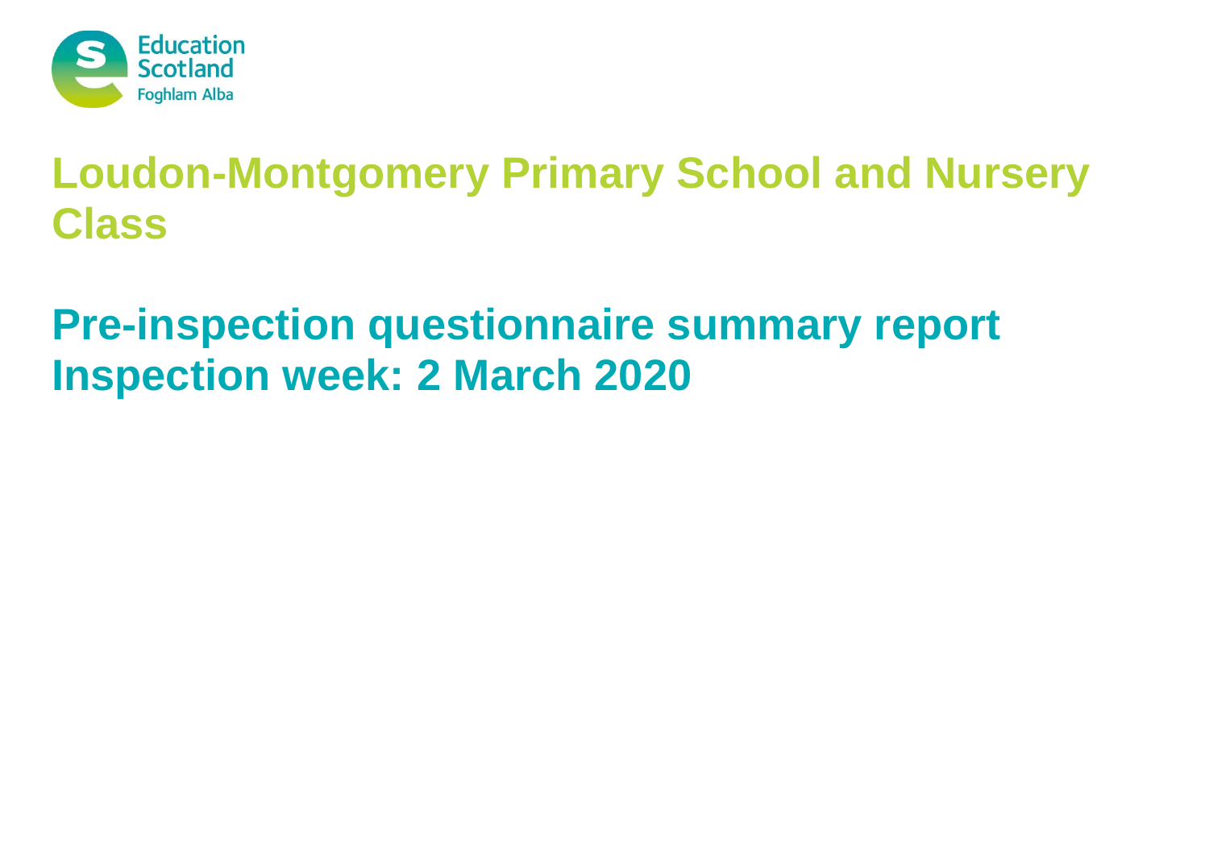Education Scotland
Foghlam Alba

# Loudon-Montgomery Primary School and Nursery Class

## Pre-inspection questionnaire summary report
## Inspection week: 2 March 2020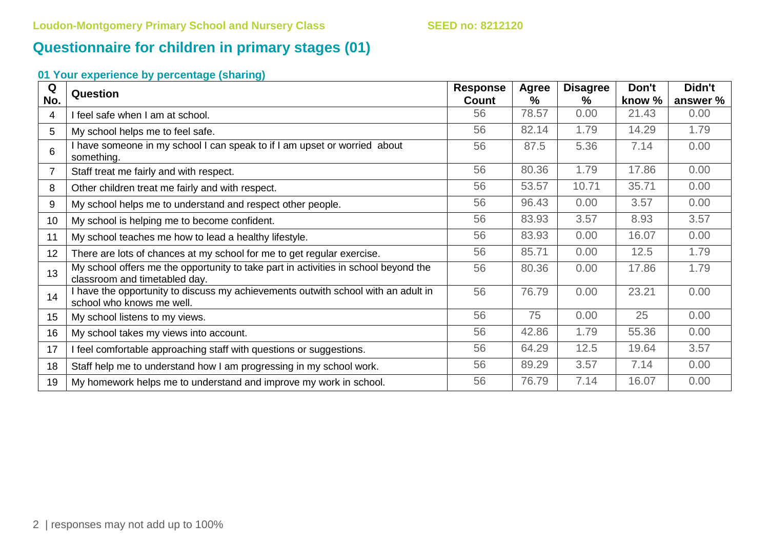Loudon-Montgomery Primary School and Nursery Class SEED no: 8212120

# Questionnaire for children in primary stages (01)

### 01 Your experience by percentage (sharing)

| Q No. | Question | Response Count | Agree % | Disagree % | Don't know % | Didn't answer % |
|---|---|---|---|---|---|---|
| 4 | I feel safe when I am at school. | 56 | 78.57 | 0.00 | 21.43 | 0.00 |
| 5 | My school helps me to feel safe. | 56 | 82.14 | 1.79 | 14.29 | 1.79 |
| 6 | I have someone in my school I can speak to if I am upset or worried about something. | 56 | 87.5 | 5.36 | 7.14 | 0.00 |
| 7 | Staff treat me fairly and with respect. | 56 | 80.36 | 1.79 | 17.86 | 0.00 |
| 8 | Other children treat me fairly and with respect. | 56 | 53.57 | 10.71 | 35.71 | 0.00 |
| 9 | My school helps me to understand and respect other people. | 56 | 96.43 | 0.00 | 3.57 | 0.00 |
| 10 | My school is helping me to become confident. | 56 | 83.93 | 3.57 | 8.93 | 3.57 |
| 11 | My school teaches me how to lead a healthy lifestyle. | 56 | 83.93 | 0.00 | 16.07 | 0.00 |
| 12 | There are lots of chances at my school for me to get regular exercise. | 56 | 85.71 | 0.00 | 12.5 | 1.79 |
| 13 | My school offers me the opportunity to take part in activities in school beyond the classroom and timetabled day. | 56 | 80.36 | 0.00 | 17.86 | 1.79 |
| 14 | I have the opportunity to discuss my achievements outwith school with an adult in school who knows me well. | 56 | 76.79 | 0.00 | 23.21 | 0.00 |
| 15 | My school listens to my views. | 56 | 75 | 0.00 | 25 | 0.00 |
| 16 | My school takes my views into account. | 56 | 42.86 | 1.79 | 55.36 | 0.00 |
| 17 | I feel comfortable approaching staff with questions or suggestions. | 56 | 64.29 | 12.5 | 19.64 | 3.57 |
| 18 | Staff help me to understand how I am progressing in my school work. | 56 | 89.29 | 3.57 | 7.14 | 0.00 |
| 19 | My homework helps me to understand and improve my work in school. | 56 | 76.79 | 7.14 | 16.07 | 0.00 |

responses may not add up to 100%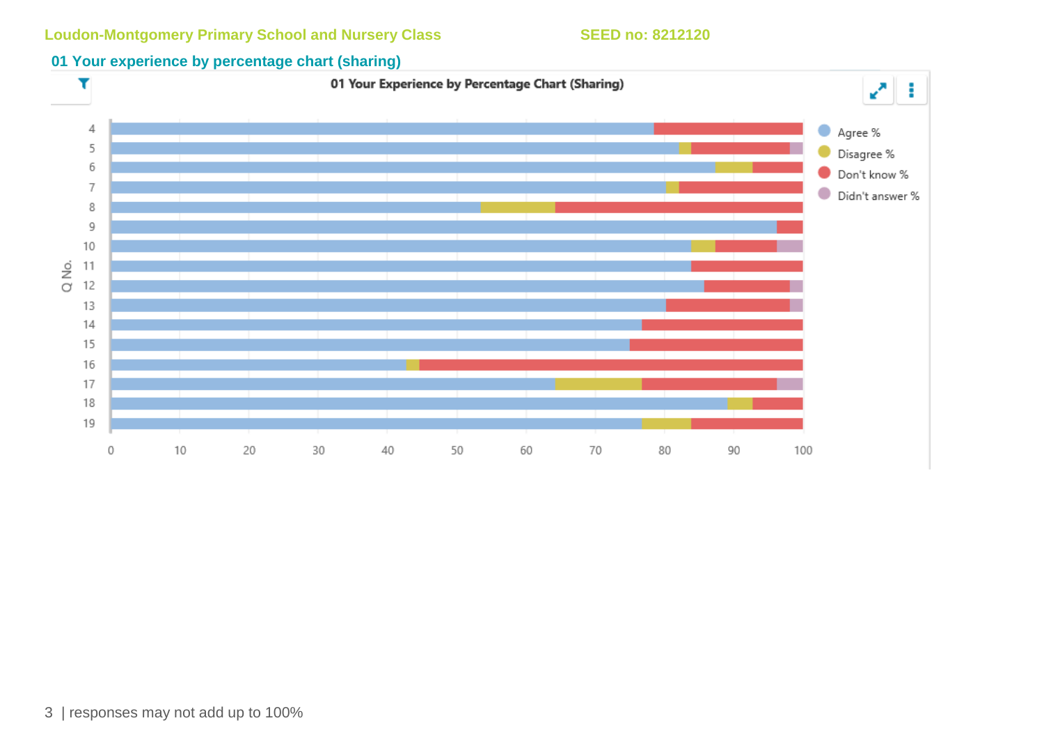Loudon-Montgomery Primary School and Nursery Class SEED no: 8212120

## 01 Your experience by percentage chart (sharing)

01 Your Experience by Percentage Chart (Sharing)

Q No.: 4, 5, 6, 7, 8, 9, 10, 11, 12, 13, 14, 15, 16, 17, 18, 19

Agree % | Disagree % | Don't know % | Didn't answer %

0 10 20 30 40 50 60 70 80 90 100

responses may not add up to 100%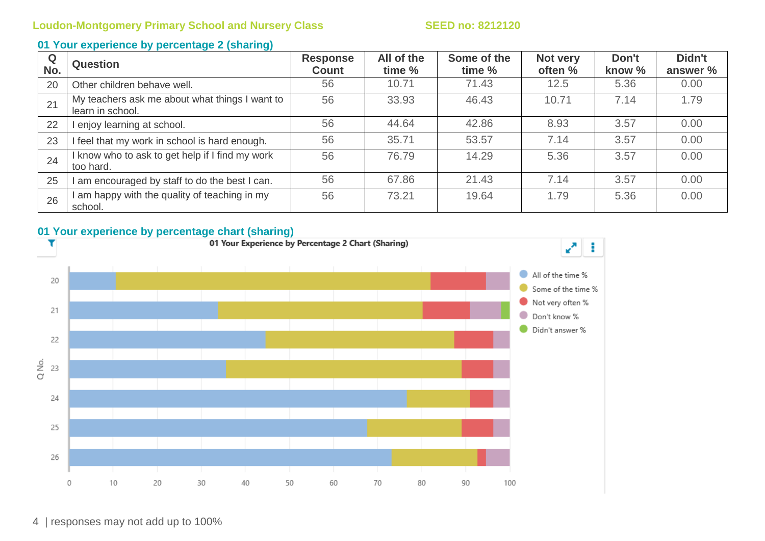## 01 Your experience by percentage 2 (sharing)

| Q No. | Question | Response Count | All of the time % | Some of the time % | Not very often % | Don't know % | Didn't answer % |
|---|---|---|---|---|---|---|---|
| 20 | Other children behave well. | 56 | 10.71 | 71.43 | 12.5 | 5.36 | 0.00 |
| 21 | My teachers ask me about what things I want to learn in school. | 56 | 33.93 | 46.43 | 10.71 | 7.14 | 1.79 |
| 22 | I enjoy learning at school. | 56 | 44.64 | 42.86 | 8.93 | 3.57 | 0.00 |
| 23 | I feel that my work in school is hard enough. | 56 | 35.71 | 53.57 | 7.14 | 3.57 | 0.00 |
| 24 | I know who to ask to get help if I find my work too hard. | 56 | 76.79 | 14.29 | 5.36 | 3.57 | 0.00 |
| 25 | I am encouraged by staff to do the best I can. | 56 | 67.86 | 21.43 | 7.14 | 3.57 | 0.00 |
| 26 | I am happy with the quality of teaching in my school. | 56 | 73.21 | 19.64 | 1.79 | 5.36 | 0.00 |

## 01 Your experience by percentage chart (sharing)

01 Your Experience by Percentage 2 Chart (Sharing)

responses may not add up to 100%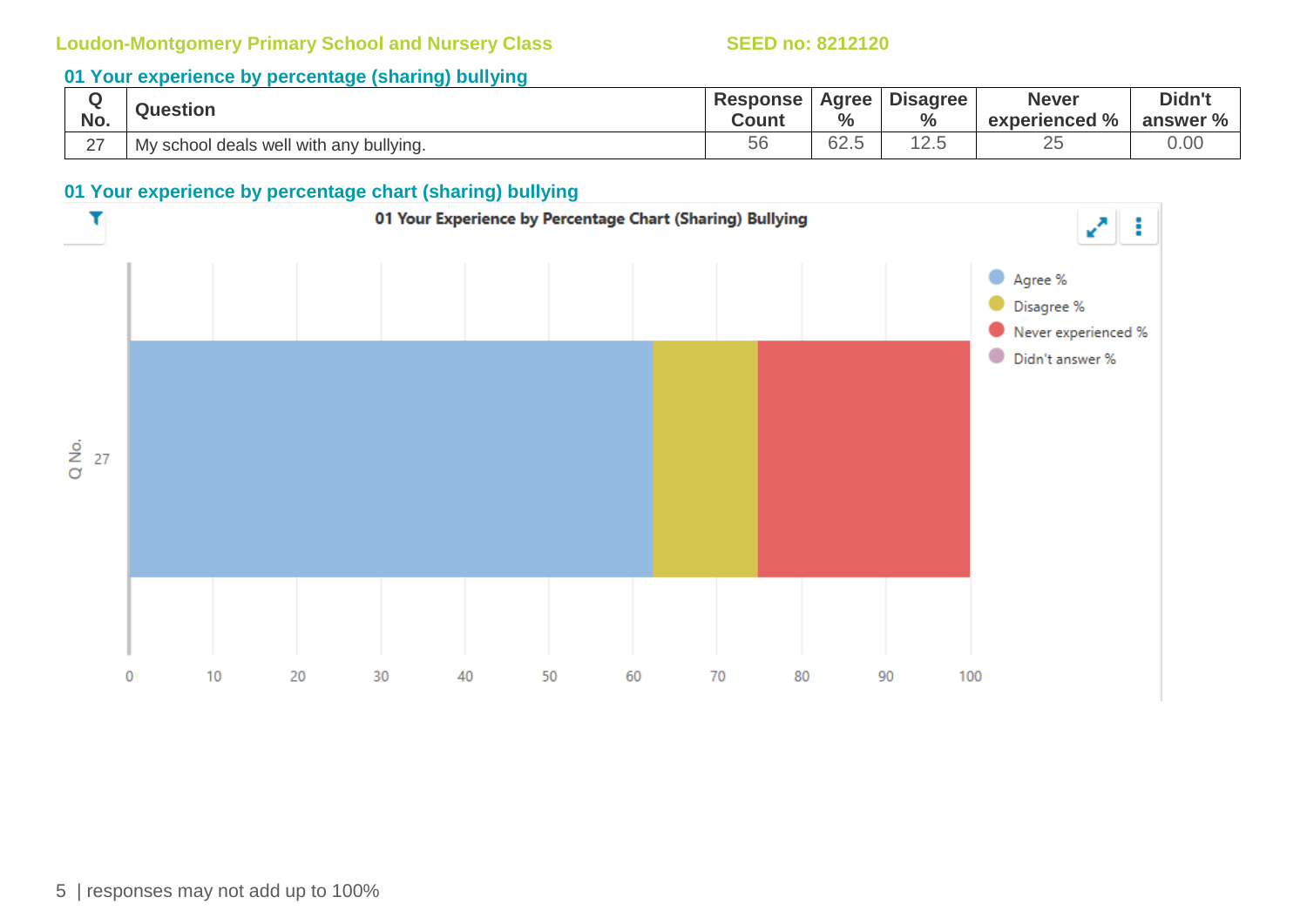**Loudon-Montgomery Primary School and Nursery Class** **SEED no: 8212120**

## 01 Your experience by percentage (sharing) bullying

| Q No. | Question | Response Count | Agree % | Disagree % | Never experienced % | Didn't answer % |
|---|---|---|---|---|---|---|
| 27 | My school deals well with any bullying. | 56 | 62.5 | 12.5 | 25 | 0.00 |

## 01 Your experience by percentage chart (sharing) bullying

01 Your Experience by Percentage Chart (Sharing) Bullying

| Q No. | Agree % | Disagree % | Never experienced % | Didn't answer % |
|---|---|---|---|---|
| 27 | 62.5 | 12.5 | 25 | 0.00 |

responses may not add up to 100%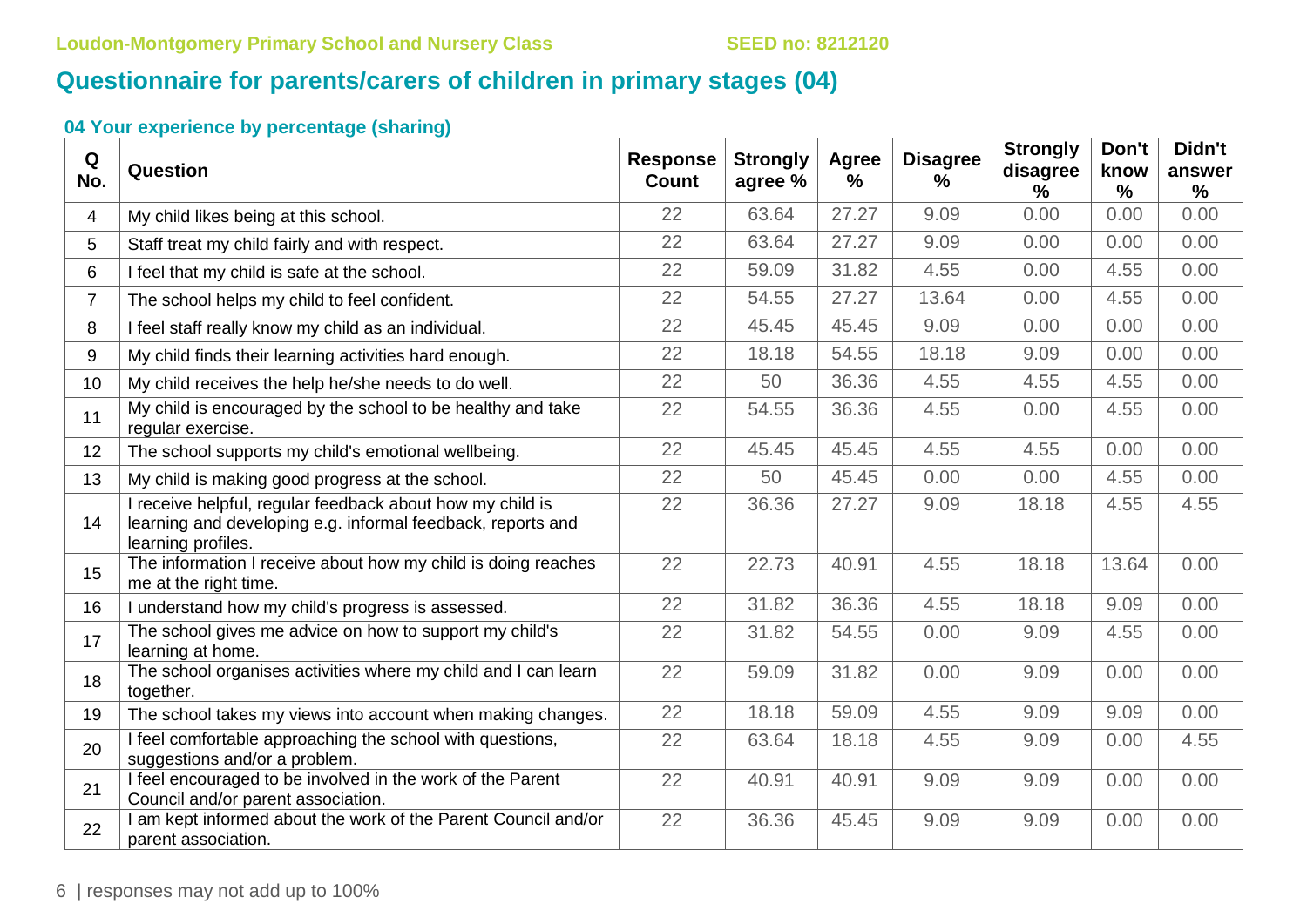Loudon-Montgomery Primary School and Nursery Class SEED no: 8212120

# Questionnaire for parents/carers of children in primary stages (04)

### 04 Your experience by percentage (sharing)

| Q No. | Question | Response Count | Strongly agree % | Agree % | Disagree % | Strongly disagree % | Don't know % | Didn't answer % |
|---|---|---|---|---|---|---|---|---|
| 4 | My child likes being at this school. | 22 | 63.64 | 27.27 | 9.09 | 0.00 | 0.00 | 0.00 |
| 5 | Staff treat my child fairly and with respect. | 22 | 63.64 | 27.27 | 9.09 | 0.00 | 0.00 | 0.00 |
| 6 | I feel that my child is safe at the school. | 22 | 59.09 | 31.82 | 4.55 | 0.00 | 4.55 | 0.00 |
| 7 | The school helps my child to feel confident. | 22 | 54.55 | 27.27 | 13.64 | 0.00 | 4.55 | 0.00 |
| 8 | I feel staff really know my child as an individual. | 22 | 45.45 | 45.45 | 9.09 | 0.00 | 0.00 | 0.00 |
| 9 | My child finds their learning activities hard enough. | 22 | 18.18 | 54.55 | 18.18 | 9.09 | 0.00 | 0.00 |
| 10 | My child receives the help he/she needs to do well. | 22 | 50 | 36.36 | 4.55 | 4.55 | 4.55 | 0.00 |
| 11 | My child is encouraged by the school to be healthy and take regular exercise. | 22 | 54.55 | 36.36 | 4.55 | 0.00 | 4.55 | 0.00 |
| 12 | The school supports my child's emotional wellbeing. | 22 | 45.45 | 45.45 | 4.55 | 4.55 | 0.00 | 0.00 |
| 13 | My child is making good progress at the school. | 22 | 50 | 45.45 | 0.00 | 0.00 | 4.55 | 0.00 |
| 14 | I receive helpful, regular feedback about how my child is learning and developing e.g. informal feedback, reports and learning profiles. | 22 | 36.36 | 27.27 | 9.09 | 18.18 | 4.55 | 4.55 |
| 15 | The information I receive about how my child is doing reaches me at the right time. | 22 | 22.73 | 40.91 | 4.55 | 18.18 | 13.64 | 0.00 |
| 16 | I understand how my child's progress is assessed. | 22 | 31.82 | 36.36 | 4.55 | 18.18 | 9.09 | 0.00 |
| 17 | The school gives me advice on how to support my child's learning at home. | 22 | 31.82 | 54.55 | 0.00 | 9.09 | 4.55 | 0.00 |
| 18 | The school organises activities where my child and I can learn together. | 22 | 59.09 | 31.82 | 0.00 | 9.09 | 0.00 | 0.00 |
| 19 | The school takes my views into account when making changes. | 22 | 18.18 | 59.09 | 4.55 | 9.09 | 9.09 | 0.00 |
| 20 | I feel comfortable approaching the school with questions, suggestions and/or a problem. | 22 | 63.64 | 18.18 | 4.55 | 9.09 | 0.00 | 4.55 |
| 21 | I feel encouraged to be involved in the work of the Parent Council and/or parent association. | 22 | 40.91 | 40.91 | 9.09 | 9.09 | 0.00 | 0.00 |
| 22 | I am kept informed about the work of the Parent Council and/or parent association. | 22 | 36.36 | 45.45 | 9.09 | 9.09 | 0.00 | 0.00 |

responses may not add up to 100%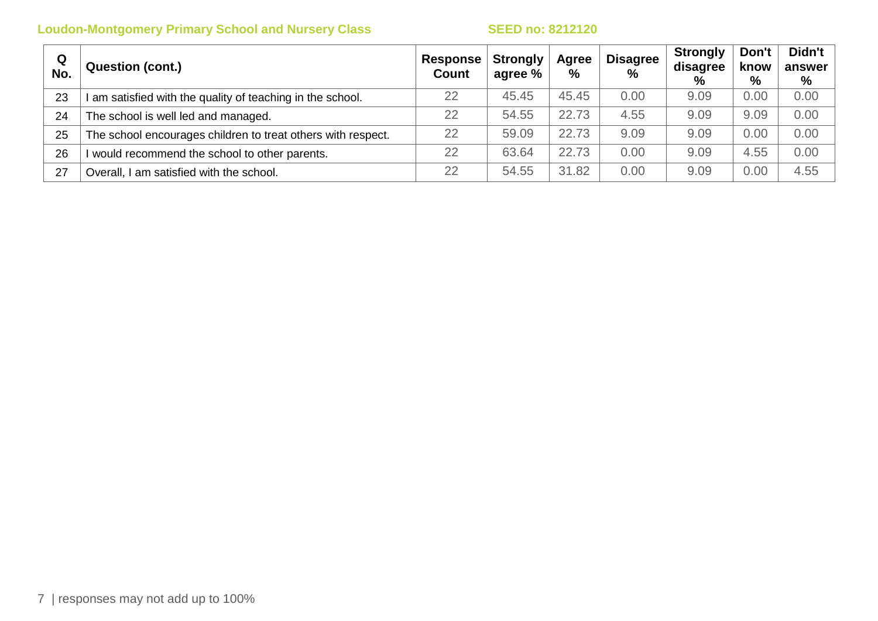| Q No. | Question (cont.) | Response Count | Strongly agree % | Agree % | Disagree % | Strongly disagree % | Don't know % | Didn't answer % |
|---|---|---|---|---|---|---|---|---|
| 23 | I am satisfied with the quality of teaching in the school. | 22 | 45.45 | 45.45 | 0.00 | 9.09 | 0.00 | 0.00 |
| 24 | The school is well led and managed. | 22 | 54.55 | 22.73 | 4.55 | 9.09 | 9.09 | 0.00 |
| 25 | The school encourages children to treat others with respect. | 22 | 59.09 | 22.73 | 9.09 | 9.09 | 0.00 | 0.00 |
| 26 | I would recommend the school to other parents. | 22 | 63.64 | 22.73 | 0.00 | 9.09 | 4.55 | 0.00 |
| 27 | Overall, I am satisfied with the school. | 22 | 54.55 | 31.82 | 0.00 | 9.09 | 0.00 | 4.55 |

| responses may not add up to 100%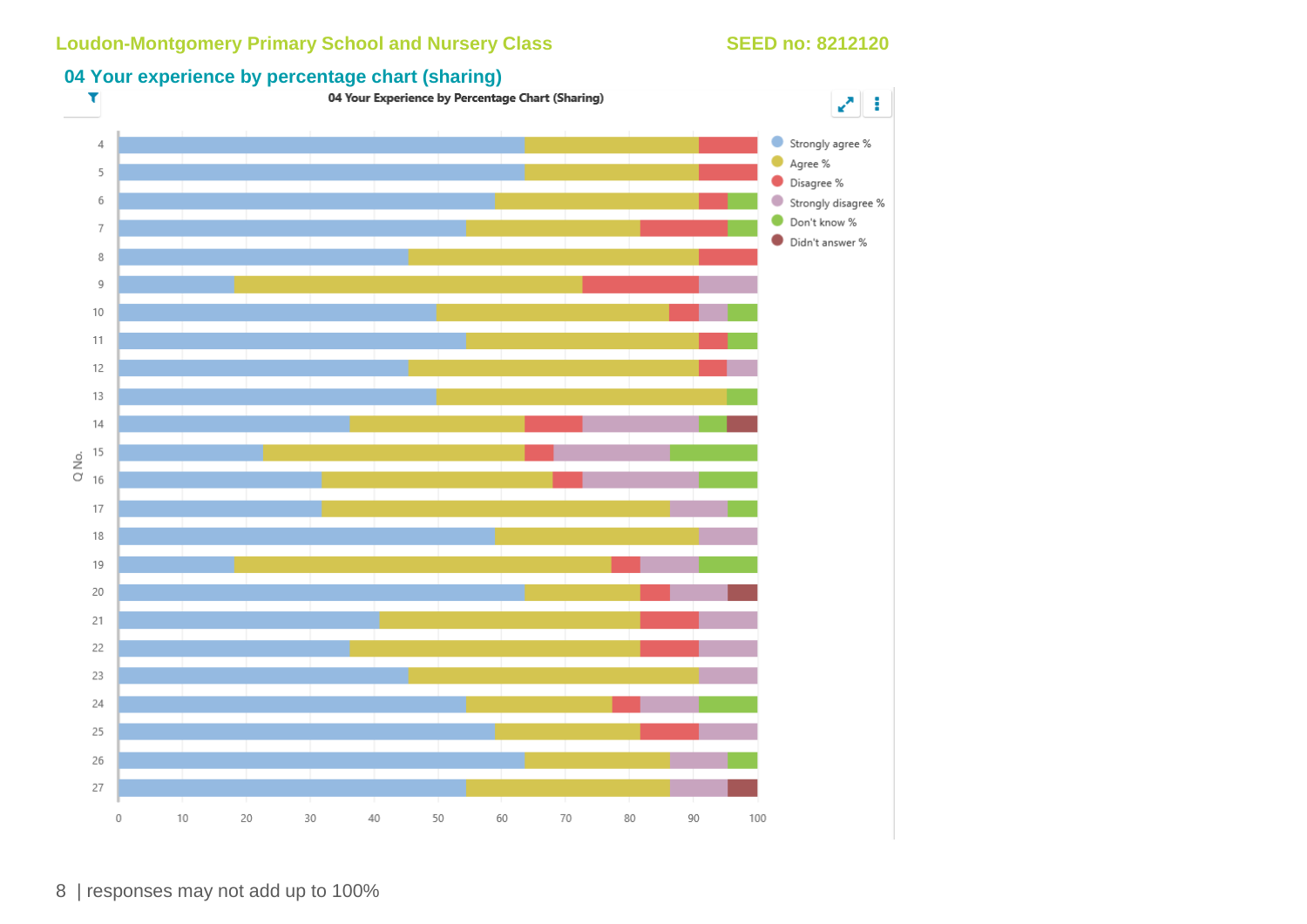## 04 Your experience by percentage chart (sharing)

**04 Your Experience by Percentage Chart (Sharing)**

Legend: Strongly agree %, Agree %, Disagree %, Strongly disagree %, Don't know %, Didn't answer %

Q No.: 4, 5, 6, 7, 8, 9, 10, 11, 12, 13, 14, 15, 16, 17, 18, 19, 20, 21, 22, 23, 24, 25, 26, 27

Axis: 0, 10, 20, 30, 40, 50, 60, 70, 80, 90, 100

responses may not add up to 100%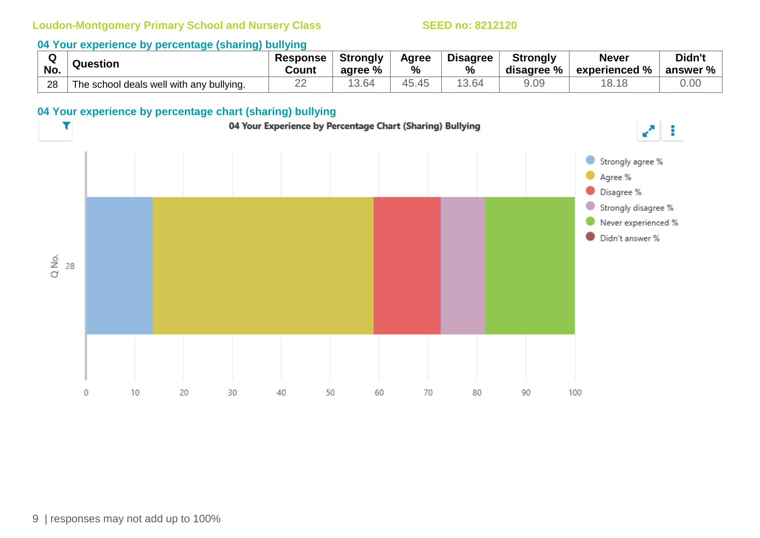**Loudon-Montgomery Primary School and Nursery Class** **SEED no: 8212120**

## 04 Your experience by percentage (sharing) bullying

| Q No. | Question | Response Count | Strongly agree % | Agree % | Disagree % | Strongly disagree % | Never experienced % | Didn't answer % |
|---|---|---|---|---|---|---|---|---|
| 28 | The school deals well with any bullying. | 22 | 13.64 | 45.45 | 13.64 | 9.09 | 18.18 | 0.00 |

## 04 Your experience by percentage chart (sharing) bullying

04 Your Experience by Percentage Chart (Sharing) Bullying

| Q No. | Strongly agree % | Agree % | Disagree % | Strongly disagree % | Never experienced % | Didn't answer % |
|---|---|---|---|---|---|---|
| 28 | 13.64 | 45.45 | 13.64 | 9.09 | 18.18 | 0.00 |

| responses may not add up to 100%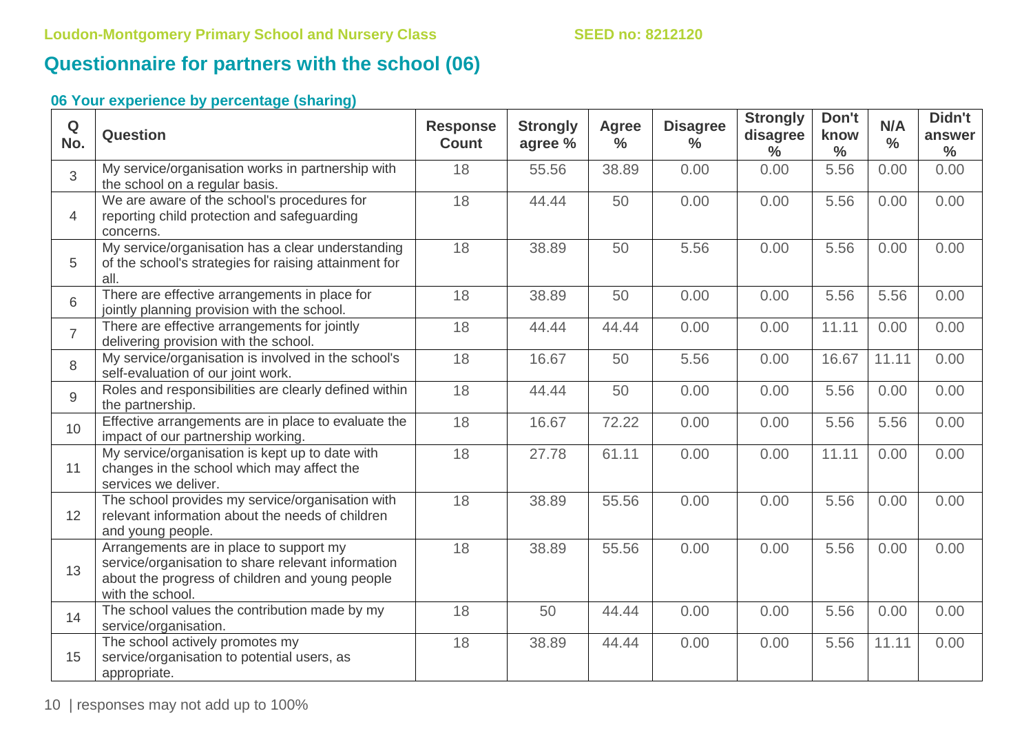## Questionnaire for partners with the school (06)

### 06 Your experience by percentage (sharing)

| Q No. | Question | Response Count | Strongly agree % | Agree % | Disagree % | Strongly disagree % | Don't know % | N/A % | Didn't answer % |
|---|---|---|---|---|---|---|---|---|---|
| 3 | My service/organisation works in partnership with the school on a regular basis. | 18 | 55.56 | 38.89 | 0.00 | 0.00 | 5.56 | 0.00 | 0.00 |
| 4 | We are aware of the school's procedures for reporting child protection and safeguarding concerns. | 18 | 44.44 | 50 | 0.00 | 0.00 | 5.56 | 0.00 | 0.00 |
| 5 | My service/organisation has a clear understanding of the school's strategies for raising attainment for all. | 18 | 38.89 | 50 | 5.56 | 0.00 | 5.56 | 0.00 | 0.00 |
| 6 | There are effective arrangements in place for jointly planning provision with the school. | 18 | 38.89 | 50 | 0.00 | 0.00 | 5.56 | 5.56 | 0.00 |
| 7 | There are effective arrangements for jointly delivering provision with the school. | 18 | 44.44 | 44.44 | 0.00 | 0.00 | 11.11 | 0.00 | 0.00 |
| 8 | My service/organisation is involved in the school's self-evaluation of our joint work. | 18 | 16.67 | 50 | 5.56 | 0.00 | 16.67 | 11.11 | 0.00 |
| 9 | Roles and responsibilities are clearly defined within the partnership. | 18 | 44.44 | 50 | 0.00 | 0.00 | 5.56 | 0.00 | 0.00 |
| 10 | Effective arrangements are in place to evaluate the impact of our partnership working. | 18 | 16.67 | 72.22 | 0.00 | 0.00 | 5.56 | 5.56 | 0.00 |
| 11 | My service/organisation is kept up to date with changes in the school which may affect the services we deliver. | 18 | 27.78 | 61.11 | 0.00 | 0.00 | 11.11 | 0.00 | 0.00 |
| 12 | The school provides my service/organisation with relevant information about the needs of children and young people. | 18 | 38.89 | 55.56 | 0.00 | 0.00 | 5.56 | 0.00 | 0.00 |
| 13 | Arrangements are in place to support my service/organisation to share relevant information about the progress of children and young people with the school. | 18 | 38.89 | 55.56 | 0.00 | 0.00 | 5.56 | 0.00 | 0.00 |
| 14 | The school values the contribution made by my service/organisation. | 18 | 50 | 44.44 | 0.00 | 0.00 | 5.56 | 0.00 | 0.00 |
| 15 | The school actively promotes my service/organisation to potential users, as appropriate. | 18 | 38.89 | 44.44 | 0.00 | 0.00 | 5.56 | 11.11 | 0.00 |

responses may not add up to 100%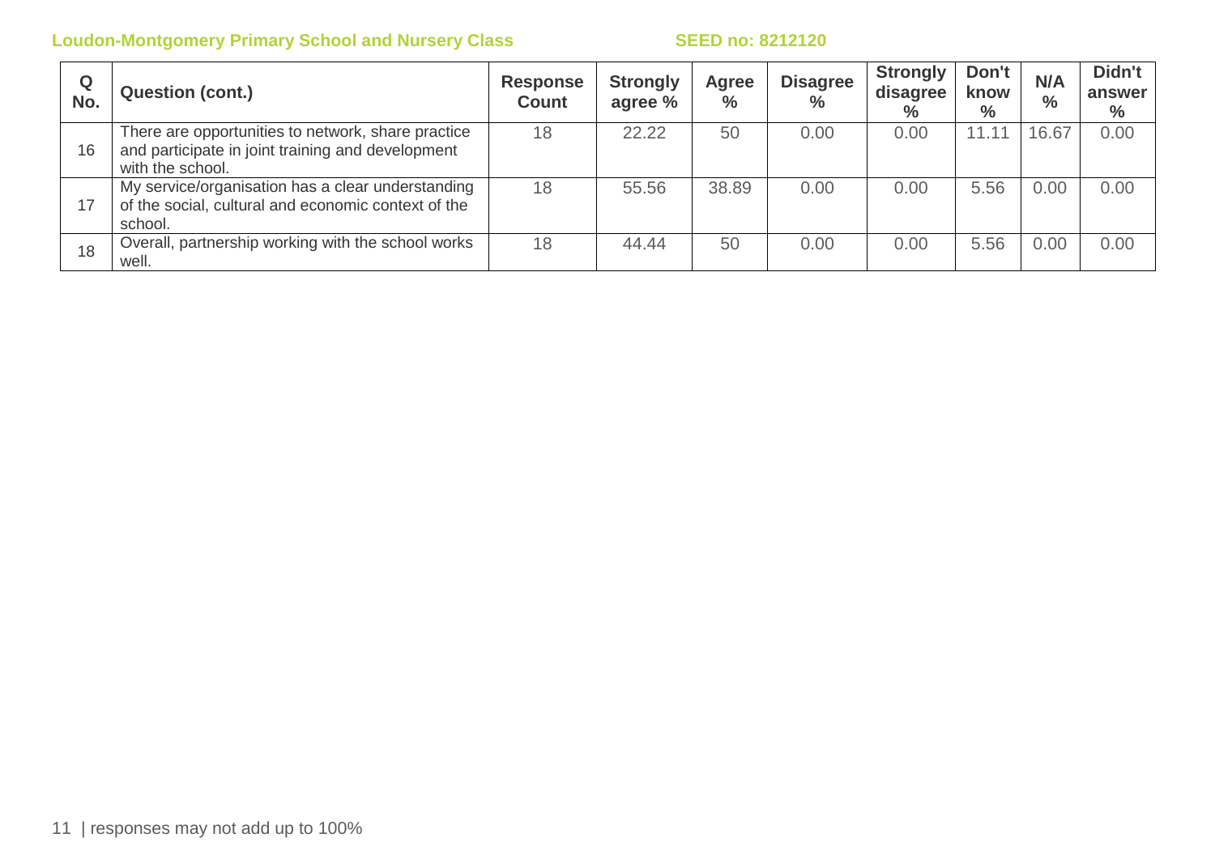| Q No. | Question (cont.) | Response Count | Strongly agree % | Agree % | Disagree % | Strongly disagree % | Don't know % | N/A % | Didn't answer % |
|---|---|---|---|---|---|---|---|---|---|
| 16 | There are opportunities to network, share practice and participate in joint training and development with the school. | 18 | 22.22 | 50 | 0.00 | 0.00 | 11.11 | 16.67 | 0.00 |
| 17 | My service/organisation has a clear understanding of the social, cultural and economic context of the school. | 18 | 55.56 | 38.89 | 0.00 | 0.00 | 5.56 | 0.00 | 0.00 |
| 18 | Overall, partnership working with the school works well. | 18 | 44.44 | 50 | 0.00 | 0.00 | 5.56 | 0.00 | 0.00 |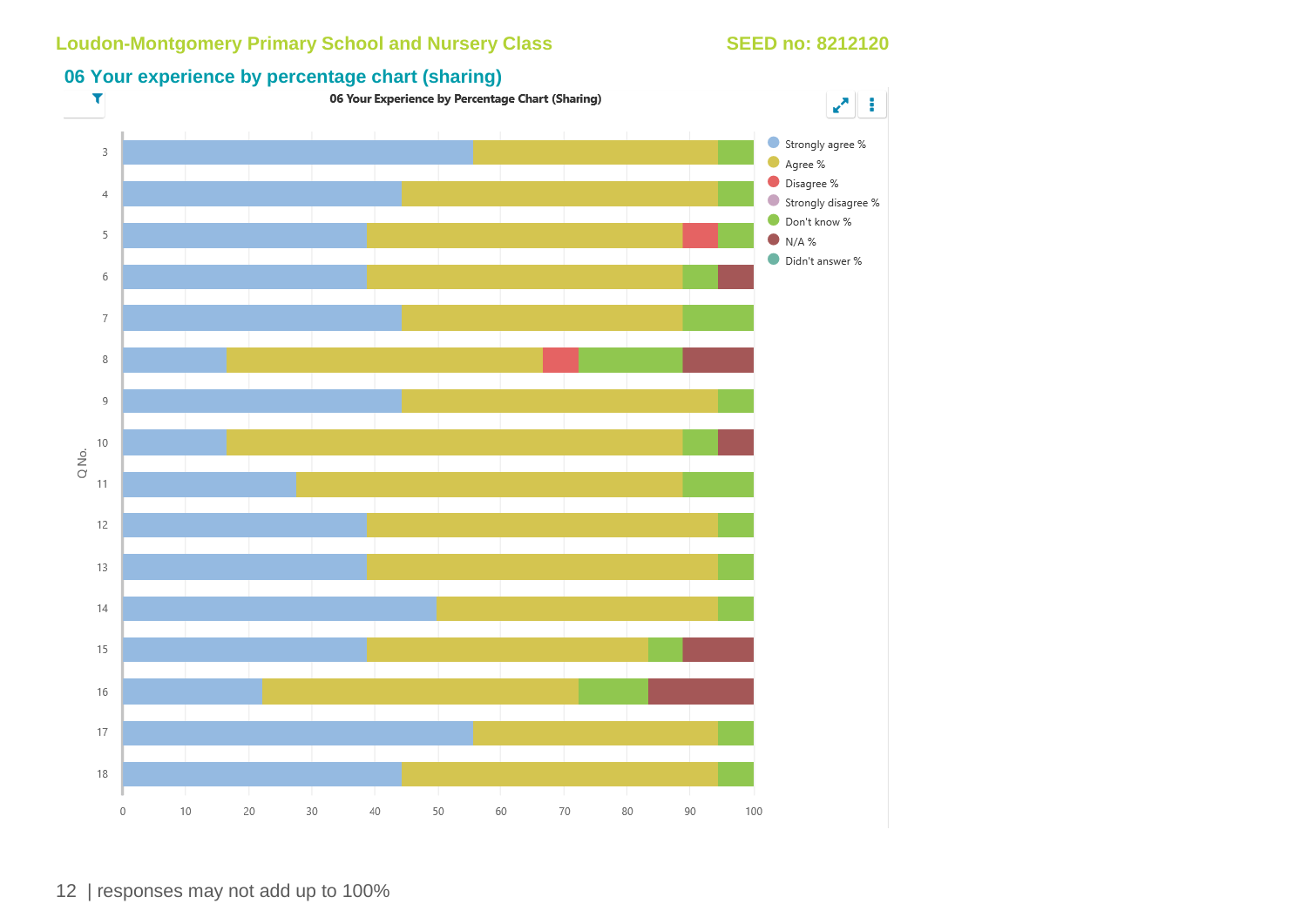## 06 Your experience by percentage chart (sharing)

06 Your Experience by Percentage Chart (Sharing)

Legend: Strongly agree %, Agree %, Disagree %, Strongly disagree %, Don't know %, N/A %, Didn't answer %

Q No.: 3, 4, 5, 6, 7, 8, 9, 10, 11, 12, 13, 14, 15, 16, 17, 18

Axis: 0, 10, 20, 30, 40, 50, 60, 70, 80, 90, 100

| responses may not add up to 100%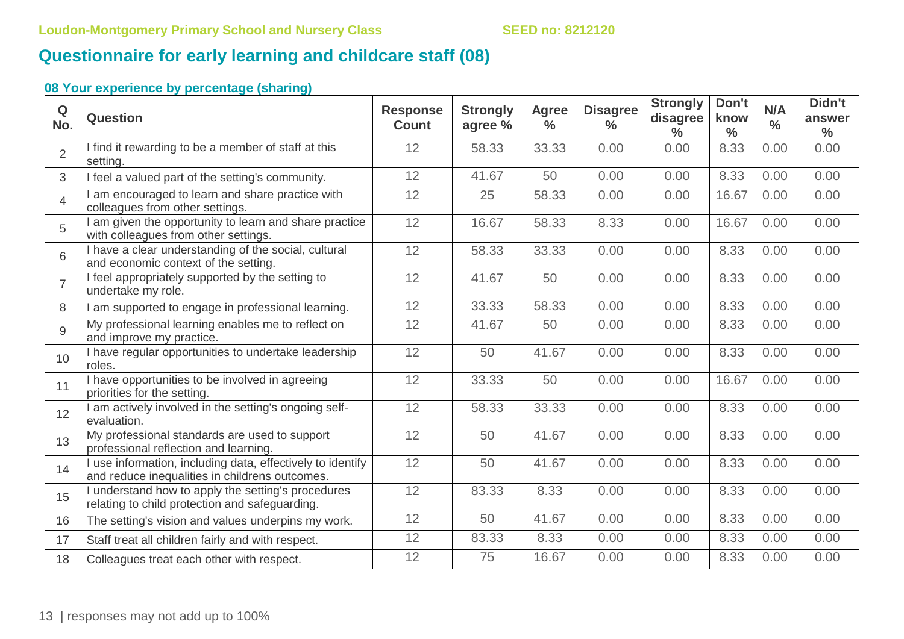## Questionnaire for early learning and childcare staff (08)

### 08 Your experience by percentage (sharing)

| Q No. | Question | Response Count | Strongly agree % | Agree % | Disagree % | Strongly disagree % | Don't know % | N/A % | Didn't answer % |
|---|---|---|---|---|---|---|---|---|---|
| 2 | I find it rewarding to be a member of staff at this setting. | 12 | 58.33 | 33.33 | 0.00 | 0.00 | 8.33 | 0.00 | 0.00 |
| 3 | I feel a valued part of the setting's community. | 12 | 41.67 | 50 | 0.00 | 0.00 | 8.33 | 0.00 | 0.00 |
| 4 | I am encouraged to learn and share practice with colleagues from other settings. | 12 | 25 | 58.33 | 0.00 | 0.00 | 16.67 | 0.00 | 0.00 |
| 5 | I am given the opportunity to learn and share practice with colleagues from other settings. | 12 | 16.67 | 58.33 | 8.33 | 0.00 | 16.67 | 0.00 | 0.00 |
| 6 | I have a clear understanding of the social, cultural and economic context of the setting. | 12 | 58.33 | 33.33 | 0.00 | 0.00 | 8.33 | 0.00 | 0.00 |
| 7 | I feel appropriately supported by the setting to undertake my role. | 12 | 41.67 | 50 | 0.00 | 0.00 | 8.33 | 0.00 | 0.00 |
| 8 | I am supported to engage in professional learning. | 12 | 33.33 | 58.33 | 0.00 | 0.00 | 8.33 | 0.00 | 0.00 |
| 9 | My professional learning enables me to reflect on and improve my practice. | 12 | 41.67 | 50 | 0.00 | 0.00 | 8.33 | 0.00 | 0.00 |
| 10 | I have regular opportunities to undertake leadership roles. | 12 | 50 | 41.67 | 0.00 | 0.00 | 8.33 | 0.00 | 0.00 |
| 11 | I have opportunities to be involved in agreeing priorities for the setting. | 12 | 33.33 | 50 | 0.00 | 0.00 | 16.67 | 0.00 | 0.00 |
| 12 | I am actively involved in the setting's ongoing self-evaluation. | 12 | 58.33 | 33.33 | 0.00 | 0.00 | 8.33 | 0.00 | 0.00 |
| 13 | My professional standards are used to support professional reflection and learning. | 12 | 50 | 41.67 | 0.00 | 0.00 | 8.33 | 0.00 | 0.00 |
| 14 | I use information, including data, effectively to identify and reduce inequalities in childrens outcomes. | 12 | 50 | 41.67 | 0.00 | 0.00 | 8.33 | 0.00 | 0.00 |
| 15 | I understand how to apply the setting's procedures relating to child protection and safeguarding. | 12 | 83.33 | 8.33 | 0.00 | 0.00 | 8.33 | 0.00 | 0.00 |
| 16 | The setting's vision and values underpins my work. | 12 | 50 | 41.67 | 0.00 | 0.00 | 8.33 | 0.00 | 0.00 |
| 17 | Staff treat all children fairly and with respect. | 12 | 83.33 | 8.33 | 0.00 | 0.00 | 8.33 | 0.00 | 0.00 |
| 18 | Colleagues treat each other with respect. | 12 | 75 | 16.67 | 0.00 | 0.00 | 8.33 | 0.00 | 0.00 |

responses may not add up to 100%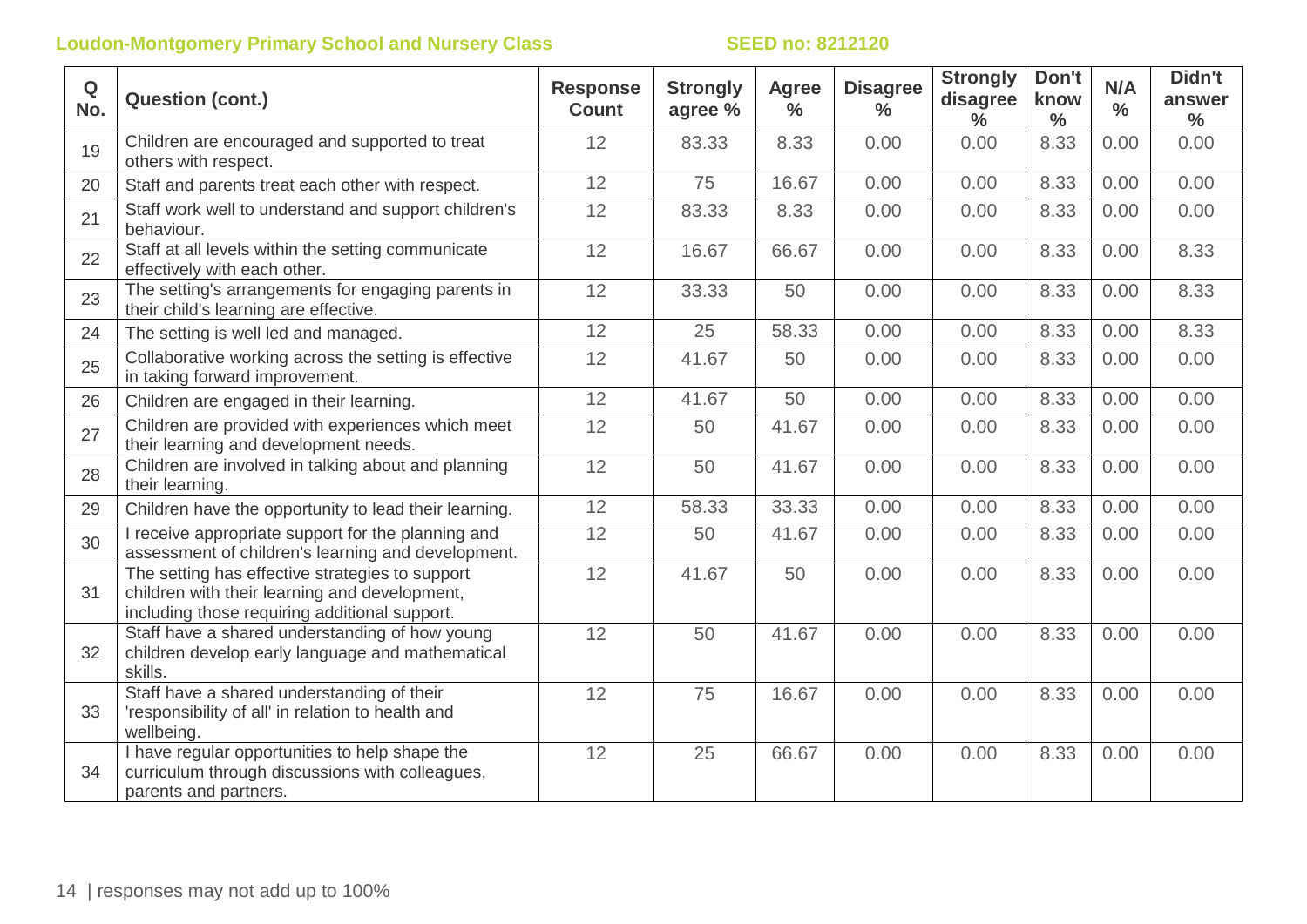| Q No. | Question (cont.) | Response Count | Strongly agree % | Agree % | Disagree % | Strongly disagree % | Don't know % | N/A % | Didn't answer % |
|---|---|---|---|---|---|---|---|---|---|
| 19 | Children are encouraged and supported to treat others with respect. | 12 | 83.33 | 8.33 | 0.00 | 0.00 | 8.33 | 0.00 | 0.00 |
| 20 | Staff and parents treat each other with respect. | 12 | 75 | 16.67 | 0.00 | 0.00 | 8.33 | 0.00 | 0.00 |
| 21 | Staff work well to understand and support children's behaviour. | 12 | 83.33 | 8.33 | 0.00 | 0.00 | 8.33 | 0.00 | 0.00 |
| 22 | Staff at all levels within the setting communicate effectively with each other. | 12 | 16.67 | 66.67 | 0.00 | 0.00 | 8.33 | 0.00 | 8.33 |
| 23 | The setting's arrangements for engaging parents in their child's learning are effective. | 12 | 33.33 | 50 | 0.00 | 0.00 | 8.33 | 0.00 | 8.33 |
| 24 | The setting is well led and managed. | 12 | 25 | 58.33 | 0.00 | 0.00 | 8.33 | 0.00 | 8.33 |
| 25 | Collaborative working across the setting is effective in taking forward improvement. | 12 | 41.67 | 50 | 0.00 | 0.00 | 8.33 | 0.00 | 0.00 |
| 26 | Children are engaged in their learning. | 12 | 41.67 | 50 | 0.00 | 0.00 | 8.33 | 0.00 | 0.00 |
| 27 | Children are provided with experiences which meet their learning and development needs. | 12 | 50 | 41.67 | 0.00 | 0.00 | 8.33 | 0.00 | 0.00 |
| 28 | Children are involved in talking about and planning their learning. | 12 | 50 | 41.67 | 0.00 | 0.00 | 8.33 | 0.00 | 0.00 |
| 29 | Children have the opportunity to lead their learning. | 12 | 58.33 | 33.33 | 0.00 | 0.00 | 8.33 | 0.00 | 0.00 |
| 30 | I receive appropriate support for the planning and assessment of children's learning and development. | 12 | 50 | 41.67 | 0.00 | 0.00 | 8.33 | 0.00 | 0.00 |
| 31 | The setting has effective strategies to support children with their learning and development, including those requiring additional support. | 12 | 41.67 | 50 | 0.00 | 0.00 | 8.33 | 0.00 | 0.00 |
| 32 | Staff have a shared understanding of how young children develop early language and mathematical skills. | 12 | 50 | 41.67 | 0.00 | 0.00 | 8.33 | 0.00 | 0.00 |
| 33 | Staff have a shared understanding of their 'responsibility of all' in relation to health and wellbeing. | 12 | 75 | 16.67 | 0.00 | 0.00 | 8.33 | 0.00 | 0.00 |
| 34 | I have regular opportunities to help shape the curriculum through discussions with colleagues, parents and partners. | 12 | 25 | 66.67 | 0.00 | 0.00 | 8.33 | 0.00 | 0.00 |

responses may not add up to 100%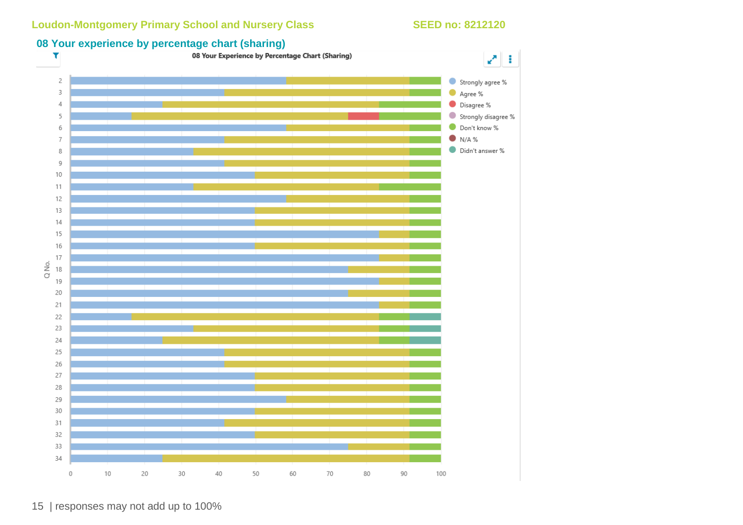## 08 Your experience by percentage chart (sharing)

08 Your Experience by Percentage Chart (Sharing)

Strongly agree %
Agree %
Disagree %
Strongly disagree %
Don't know %
N/A %
Didn't answer %

Q No.

2
3
4
5
6
7
8
9
10
11
12
13
14
15
16
17
18
19
20
21
22
23
24
25
26
27
28
29
30
31
32
33
34

0 10 20 30 40 50 60 70 80 90 100

responses may not add up to 100%